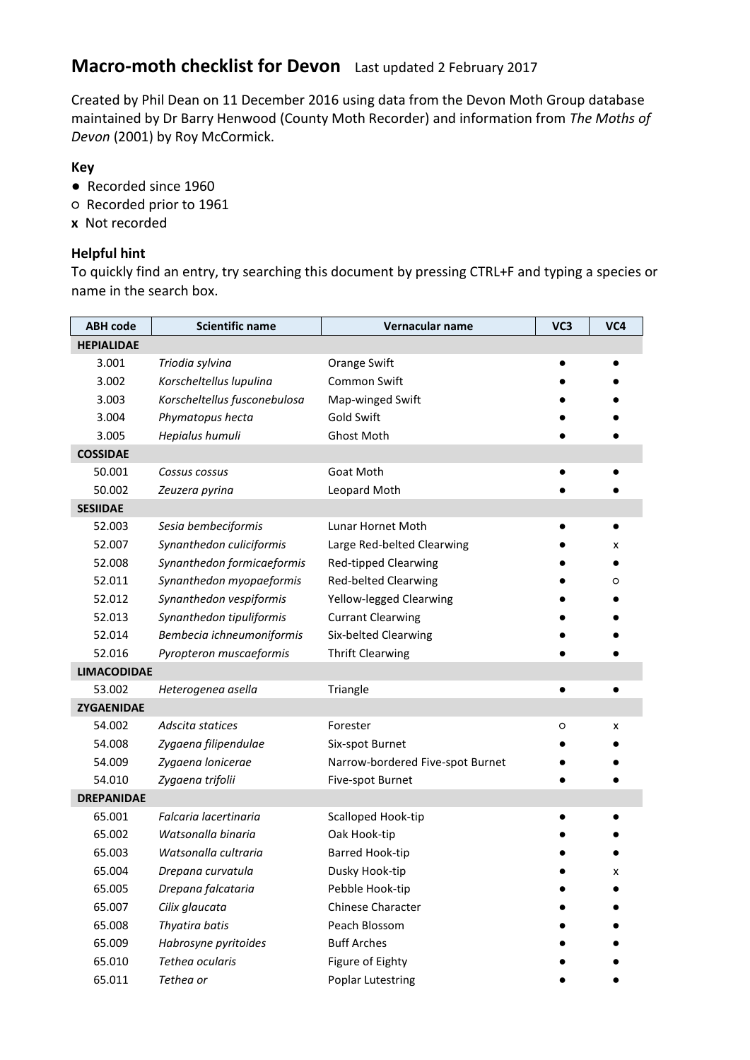# Macro-moth checklist for Devon

Last updated 2 February 2017

Created by Phil Dean on 11 December 2016 using data from the Devon Moth Group database maintained by Dr Barry Henwood (County Moth Recorder) and information from *The Moths of Devon* (2001) by Roy McCormick.

### Key

- ● Recorded since 1960
- ○ Recorded prior to 1961
- **x** Not recorded

### Helpful hint

To quickly find an entry, try searching this document by pressing CTRL+F and typing a species or name in the search box.

| ABH code | Scientific name | Vernacular name | VC3 | VC4 |
|---|---|---|---|---|
| **HEPIALIDAE** | | | | |
| 3.001 | *Triodia sylvina* | Orange Swift | ● | ● |
| 3.002 | *Korscheltellus lupulina* | Common Swift | ● | ● |
| 3.003 | *Korscheltellus fusconebulosa* | Map-winged Swift | ● | ● |
| 3.004 | *Phymatopus hecta* | Gold Swift | ● | ● |
| 3.005 | *Hepialus humuli* | Ghost Moth | ● | ● |
| **COSSIDAE** | | | | |
| 50.001 | *Cossus cossus* | Goat Moth | ● | ● |
| 50.002 | *Zeuzera pyrina* | Leopard Moth | ● | ● |
| **SESIIDAE** | | | | |
| 52.003 | *Sesia bembeciformis* | Lunar Hornet Moth | ● | ● |
| 52.007 | *Synanthedon culiciformis* | Large Red-belted Clearwing | ● | x |
| 52.008 | *Synanthedon formicaeformis* | Red-tipped Clearwing | ● | ● |
| 52.011 | *Synanthedon myopaeformis* | Red-belted Clearwing | ● | ○ |
| 52.012 | *Synanthedon vespiformis* | Yellow-legged Clearwing | ● | ● |
| 52.013 | *Synanthedon tipuliformis* | Currant Clearwing | ● | ● |
| 52.014 | *Bembecia ichneumoniformis* | Six-belted Clearwing | ● | ● |
| 52.016 | *Pyropteron muscaeformis* | Thrift Clearwing | ● | ● |
| **LIMACODIDAE** | | | | |
| 53.002 | *Heterogenea asella* | Triangle | ● | ● |
| **ZYGAENIDAE** | | | | |
| 54.002 | *Adscita statices* | Forester | ○ | x |
| 54.008 | *Zygaena filipendulae* | Six-spot Burnet | ● | ● |
| 54.009 | *Zygaena lonicerae* | Narrow-bordered Five-spot Burnet | ● | ● |
| 54.010 | *Zygaena trifolii* | Five-spot Burnet | ● | ● |
| **DREPANIDAE** | | | | |
| 65.001 | *Falcaria lacertinaria* | Scalloped Hook-tip | ● | ● |
| 65.002 | *Watsonalla binaria* | Oak Hook-tip | ● | ● |
| 65.003 | *Watsonalla cultraria* | Barred Hook-tip | ● | ● |
| 65.004 | *Drepana curvatula* | Dusky Hook-tip | ● | x |
| 65.005 | *Drepana falcataria* | Pebble Hook-tip | ● | ● |
| 65.007 | *Cilix glaucata* | Chinese Character | ● | ● |
| 65.008 | *Thyatira batis* | Peach Blossom | ● | ● |
| 65.009 | *Habrosyne pyritoides* | Buff Arches | ● | ● |
| 65.010 | *Tethea ocularis* | Figure of Eighty | ● | ● |
| 65.011 | *Tethea or* | Poplar Lutestring | ● | ● |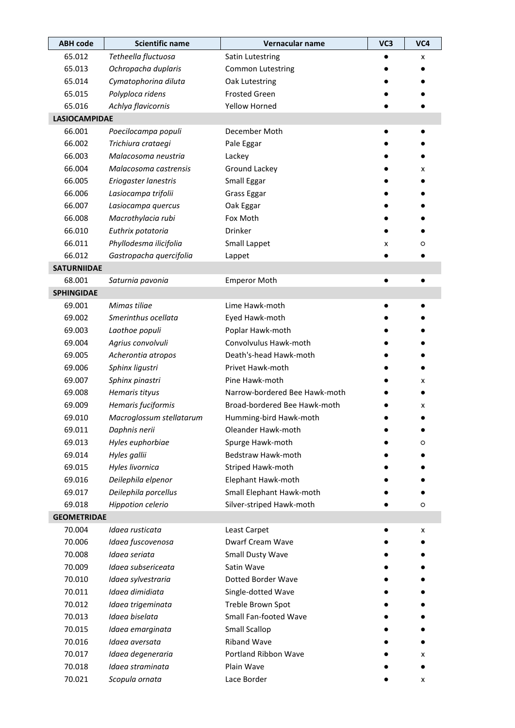| ABH code | Scientific name | Vernacular name | VC3 | VC4 |
|---|---|---|---|---|
| 65.012 | *Tetheella fluctuosa* | Satin Lutestring | ● | x |
| 65.013 | *Ochropacha duplaris* | Common Lutestring | ● | ● |
| 65.014 | *Cymatophorina diluta* | Oak Lutestring | ● | ● |
| 65.015 | *Polyploca ridens* | Frosted Green | ● | ● |
| 65.016 | *Achlya flavicornis* | Yellow Horned | ● | ● |
| **LASIOCAMPIDAE** | | | | |
| 66.001 | *Poecilocampa populi* | December Moth | ● | ● |
| 66.002 | *Trichiura crataegi* | Pale Eggar | ● | ● |
| 66.003 | *Malacosoma neustria* | Lackey | ● | ● |
| 66.004 | *Malacosoma castrensis* | Ground Lackey | ● | x |
| 66.005 | *Eriogaster lanestris* | Small Eggar | ● | ● |
| 66.006 | *Lasiocampa trifolii* | Grass Eggar | ● | ● |
| 66.007 | *Lasiocampa quercus* | Oak Eggar | ● | ● |
| 66.008 | *Macrothylacia rubi* | Fox Moth | ● | ● |
| 66.010 | *Euthrix potatoria* | Drinker | ● | ● |
| 66.011 | *Phyllodesma ilicifolia* | Small Lappet | x | ○ |
| 66.012 | *Gastropacha quercifolia* | Lappet | ● | ● |
| **SATURNIIDAE** | | | | |
| 68.001 | *Saturnia pavonia* | Emperor Moth | ● | ● |
| **SPHINGIDAE** | | | | |
| 69.001 | *Mimas tiliae* | Lime Hawk-moth | ● | ● |
| 69.002 | *Smerinthus ocellata* | Eyed Hawk-moth | ● | ● |
| 69.003 | *Laothoe populi* | Poplar Hawk-moth | ● | ● |
| 69.004 | *Agrius convolvuli* | Convolvulus Hawk-moth | ● | ● |
| 69.005 | *Acherontia atropos* | Death's-head Hawk-moth | ● | ● |
| 69.006 | *Sphinx ligustri* | Privet Hawk-moth | ● | ● |
| 69.007 | *Sphinx pinastri* | Pine Hawk-moth | ● | x |
| 69.008 | *Hemaris tityus* | Narrow-bordered Bee Hawk-moth | ● | ● |
| 69.009 | *Hemaris fuciformis* | Broad-bordered Bee Hawk-moth | ● | x |
| 69.010 | *Macroglossum stellatarum* | Humming-bird Hawk-moth | ● | ● |
| 69.011 | *Daphnis nerii* | Oleander Hawk-moth | ● | ● |
| 69.013 | *Hyles euphorbiae* | Spurge Hawk-moth | ● | ○ |
| 69.014 | *Hyles gallii* | Bedstraw Hawk-moth | ● | ● |
| 69.015 | *Hyles livornica* | Striped Hawk-moth | ● | ● |
| 69.016 | *Deilephila elpenor* | Elephant Hawk-moth | ● | ● |
| 69.017 | *Deilephila porcellus* | Small Elephant Hawk-moth | ● | ● |
| 69.018 | *Hippotion celerio* | Silver-striped Hawk-moth | ● | ○ |
| **GEOMETRIDAE** | | | | |
| 70.004 | *Idaea rusticata* | Least Carpet | ● | x |
| 70.006 | *Idaea fuscovenosa* | Dwarf Cream Wave | ● | ● |
| 70.008 | *Idaea seriata* | Small Dusty Wave | ● | ● |
| 70.009 | *Idaea subsericeata* | Satin Wave | ● | ● |
| 70.010 | *Idaea sylvestraria* | Dotted Border Wave | ● | ● |
| 70.011 | *Idaea dimidiata* | Single-dotted Wave | ● | ● |
| 70.012 | *Idaea trigeminata* | Treble Brown Spot | ● | ● |
| 70.013 | *Idaea biselata* | Small Fan-footed Wave | ● | ● |
| 70.015 | *Idaea emarginata* | Small Scallop | ● | ● |
| 70.016 | *Idaea aversata* | Riband Wave | ● | ● |
| 70.017 | *Idaea degeneraria* | Portland Ribbon Wave | ● | x |
| 70.018 | *Idaea straminata* | Plain Wave | ● | ● |
| 70.021 | *Scopula ornata* | Lace Border | ● | x |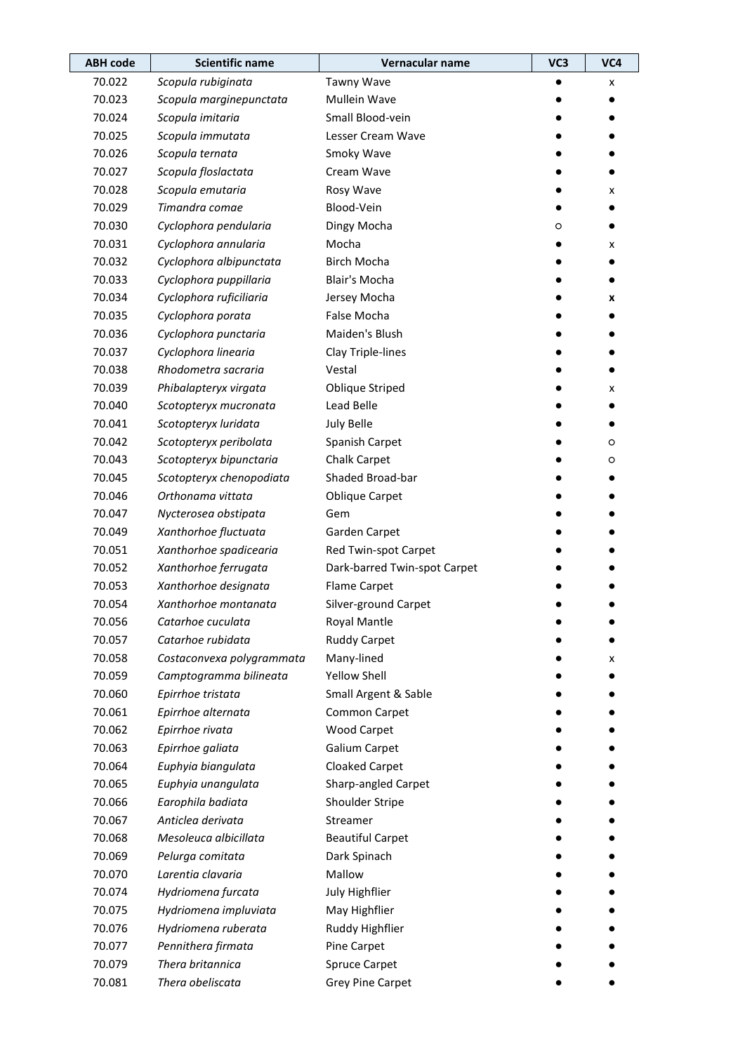| ABH code | Scientific name | Vernacular name | VC3 | VC4 |
|---|---|---|---|---|
| 70.022 | *Scopula rubiginata* | Tawny Wave | ● | x |
| 70.023 | *Scopula marginepunctata* | Mullein Wave | ● | ● |
| 70.024 | *Scopula imitaria* | Small Blood-vein | ● | ● |
| 70.025 | *Scopula immutata* | Lesser Cream Wave | ● | ● |
| 70.026 | *Scopula ternata* | Smoky Wave | ● | ● |
| 70.027 | *Scopula floslactata* | Cream Wave | ● | ● |
| 70.028 | *Scopula emutaria* | Rosy Wave | ● | x |
| 70.029 | *Timandra comae* | Blood-Vein | ● | ● |
| 70.030 | *Cyclophora pendularia* | Dingy Mocha | ○ | ● |
| 70.031 | *Cyclophora annularia* | Mocha | ● | x |
| 70.032 | *Cyclophora albipunctata* | Birch Mocha | ● | ● |
| 70.033 | *Cyclophora puppillaria* | Blair's Mocha | ● | ● |
| 70.034 | *Cyclophora ruficiliaria* | Jersey Mocha | ● | **x** |
| 70.035 | *Cyclophora porata* | False Mocha | ● | ● |
| 70.036 | *Cyclophora punctaria* | Maiden's Blush | ● | ● |
| 70.037 | *Cyclophora linearia* | Clay Triple-lines | ● | ● |
| 70.038 | *Rhodometra sacraria* | Vestal | ● | ● |
| 70.039 | *Phibalapteryx virgata* | Oblique Striped | ● | x |
| 70.040 | *Scotopteryx mucronata* | Lead Belle | ● | ● |
| 70.041 | *Scotopteryx luridata* | July Belle | ● | ● |
| 70.042 | *Scotopteryx peribolata* | Spanish Carpet | ● | ○ |
| 70.043 | *Scotopteryx bipunctaria* | Chalk Carpet | ● | ○ |
| 70.045 | *Scotopteryx chenopodiata* | Shaded Broad-bar | ● | ● |
| 70.046 | *Orthonama vittata* | Oblique Carpet | ● | ● |
| 70.047 | *Nycterosea obstipata* | Gem | ● | ● |
| 70.049 | *Xanthorhoe fluctuata* | Garden Carpet | ● | ● |
| 70.051 | *Xanthorhoe spadicearia* | Red Twin-spot Carpet | ● | ● |
| 70.052 | *Xanthorhoe ferrugata* | Dark-barred Twin-spot Carpet | ● | ● |
| 70.053 | *Xanthorhoe designata* | Flame Carpet | ● | ● |
| 70.054 | *Xanthorhoe montanata* | Silver-ground Carpet | ● | ● |
| 70.056 | *Catarhoe cuculata* | Royal Mantle | ● | ● |
| 70.057 | *Catarhoe rubidata* | Ruddy Carpet | ● | ● |
| 70.058 | *Costaconvexa polygrammata* | Many-lined | ● | x |
| 70.059 | *Camptogramma bilineata* | Yellow Shell | ● | ● |
| 70.060 | *Epirrhoe tristata* | Small Argent & Sable | ● | ● |
| 70.061 | *Epirrhoe alternata* | Common Carpet | ● | ● |
| 70.062 | *Epirrhoe rivata* | Wood Carpet | ● | ● |
| 70.063 | *Epirrhoe galiata* | Galium Carpet | ● | ● |
| 70.064 | *Euphyia biangulata* | Cloaked Carpet | ● | ● |
| 70.065 | *Euphyia unangulata* | Sharp-angled Carpet | ● | ● |
| 70.066 | *Earophila badiata* | Shoulder Stripe | ● | ● |
| 70.067 | *Anticlea derivata* | Streamer | ● | ● |
| 70.068 | *Mesoleuca albicillata* | Beautiful Carpet | ● | ● |
| 70.069 | *Pelurga comitata* | Dark Spinach | ● | ● |
| 70.070 | *Larentia clavaria* | Mallow | ● | ● |
| 70.074 | *Hydriomena furcata* | July Highflier | ● | ● |
| 70.075 | *Hydriomena impluviata* | May Highflier | ● | ● |
| 70.076 | *Hydriomena ruberata* | Ruddy Highflier | ● | ● |
| 70.077 | *Pennithera firmata* | Pine Carpet | ● | ● |
| 70.079 | *Thera britannica* | Spruce Carpet | ● | ● |
| 70.081 | *Thera obeliscata* | Grey Pine Carpet | ● | ● |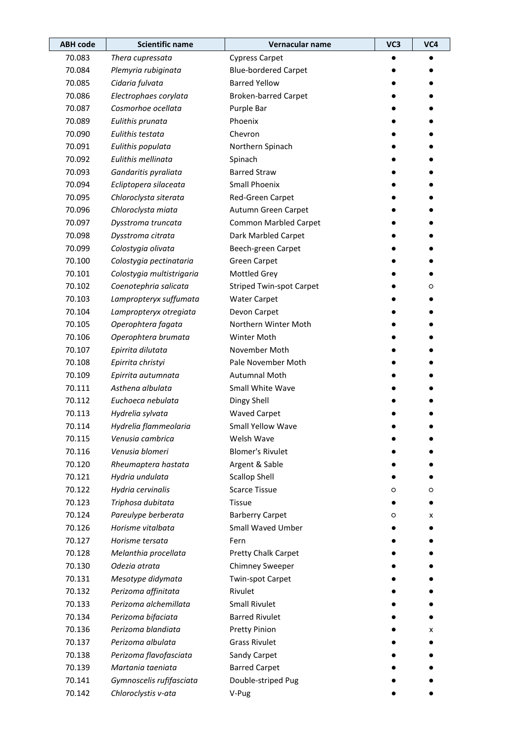| ABH code | Scientific name | Vernacular name | VC3 | VC4 |
|---|---|---|---|---|
| 70.083 | *Thera cupressata* | Cypress Carpet | ● | ● |
| 70.084 | *Plemyria rubiginata* | Blue-bordered Carpet | ● | ● |
| 70.085 | *Cidaria fulvata* | Barred Yellow | ● | ● |
| 70.086 | *Electrophaes corylata* | Broken-barred Carpet | ● | ● |
| 70.087 | *Cosmorhoe ocellata* | Purple Bar | ● | ● |
| 70.089 | *Eulithis prunata* | Phoenix | ● | ● |
| 70.090 | *Eulithis testata* | Chevron | ● | ● |
| 70.091 | *Eulithis populata* | Northern Spinach | ● | ● |
| 70.092 | *Eulithis mellinata* | Spinach | ● | ● |
| 70.093 | *Gandaritis pyraliata* | Barred Straw | ● | ● |
| 70.094 | *Ecliptopera silaceata* | Small Phoenix | ● | ● |
| 70.095 | *Chloroclysta siterata* | Red-Green Carpet | ● | ● |
| 70.096 | *Chloroclysta miata* | Autumn Green Carpet | ● | ● |
| 70.097 | *Dysstroma truncata* | Common Marbled Carpet | ● | ● |
| 70.098 | *Dysstroma citrata* | Dark Marbled Carpet | ● | ● |
| 70.099 | *Colostygia olivata* | Beech-green Carpet | ● | ● |
| 70.100 | *Colostygia pectinataria* | Green Carpet | ● | ● |
| 70.101 | *Colostygia multistrigaria* | Mottled Grey | ● | ● |
| 70.102 | *Coenotephria salicata* | Striped Twin-spot Carpet | ● | ○ |
| 70.103 | *Lampropteryx suffumata* | Water Carpet | ● | ● |
| 70.104 | *Lampropteryx otregiata* | Devon Carpet | ● | ● |
| 70.105 | *Operophtera fagata* | Northern Winter Moth | ● | ● |
| 70.106 | *Operophtera brumata* | Winter Moth | ● | ● |
| 70.107 | *Epirrita dilutata* | November Moth | ● | ● |
| 70.108 | *Epirrita christyi* | Pale November Moth | ● | ● |
| 70.109 | *Epirrita autumnata* | Autumnal Moth | ● | ● |
| 70.111 | *Asthena albulata* | Small White Wave | ● | ● |
| 70.112 | *Euchoeca nebulata* | Dingy Shell | ● | ● |
| 70.113 | *Hydrelia sylvata* | Waved Carpet | ● | ● |
| 70.114 | *Hydrelia flammeolaria* | Small Yellow Wave | ● | ● |
| 70.115 | *Venusia cambrica* | Welsh Wave | ● | ● |
| 70.116 | *Venusia blomeri* | Blomer's Rivulet | ● | ● |
| 70.120 | *Rheumaptera hastata* | Argent & Sable | ● | ● |
| 70.121 | *Hydria undulata* | Scallop Shell | ● | ● |
| 70.122 | *Hydria cervinalis* | Scarce Tissue | ○ | ○ |
| 70.123 | *Triphosa dubitata* | Tissue | ● | ● |
| 70.124 | *Pareulype berberata* | Barberry Carpet | ○ | x |
| 70.126 | *Horisme vitalbata* | Small Waved Umber | ● | ● |
| 70.127 | *Horisme tersata* | Fern | ● | ● |
| 70.128 | *Melanthia procellata* | Pretty Chalk Carpet | ● | ● |
| 70.130 | *Odezia atrata* | Chimney Sweeper | ● | ● |
| 70.131 | *Mesotype didymata* | Twin-spot Carpet | ● | ● |
| 70.132 | *Perizoma affinitata* | Rivulet | ● | ● |
| 70.133 | *Perizoma alchemillata* | Small Rivulet | ● | ● |
| 70.134 | *Perizoma bifaciata* | Barred Rivulet | ● | ● |
| 70.136 | *Perizoma blandiata* | Pretty Pinion | ● | x |
| 70.137 | *Perizoma albulata* | Grass Rivulet | ● | ● |
| 70.138 | *Perizoma flavofasciata* | Sandy Carpet | ● | ● |
| 70.139 | *Martania taeniata* | Barred Carpet | ● | ● |
| 70.141 | *Gymnoscelis rufifasciata* | Double-striped Pug | ● | ● |
| 70.142 | *Chloroclystis v-ata* | V-Pug | ● | ● |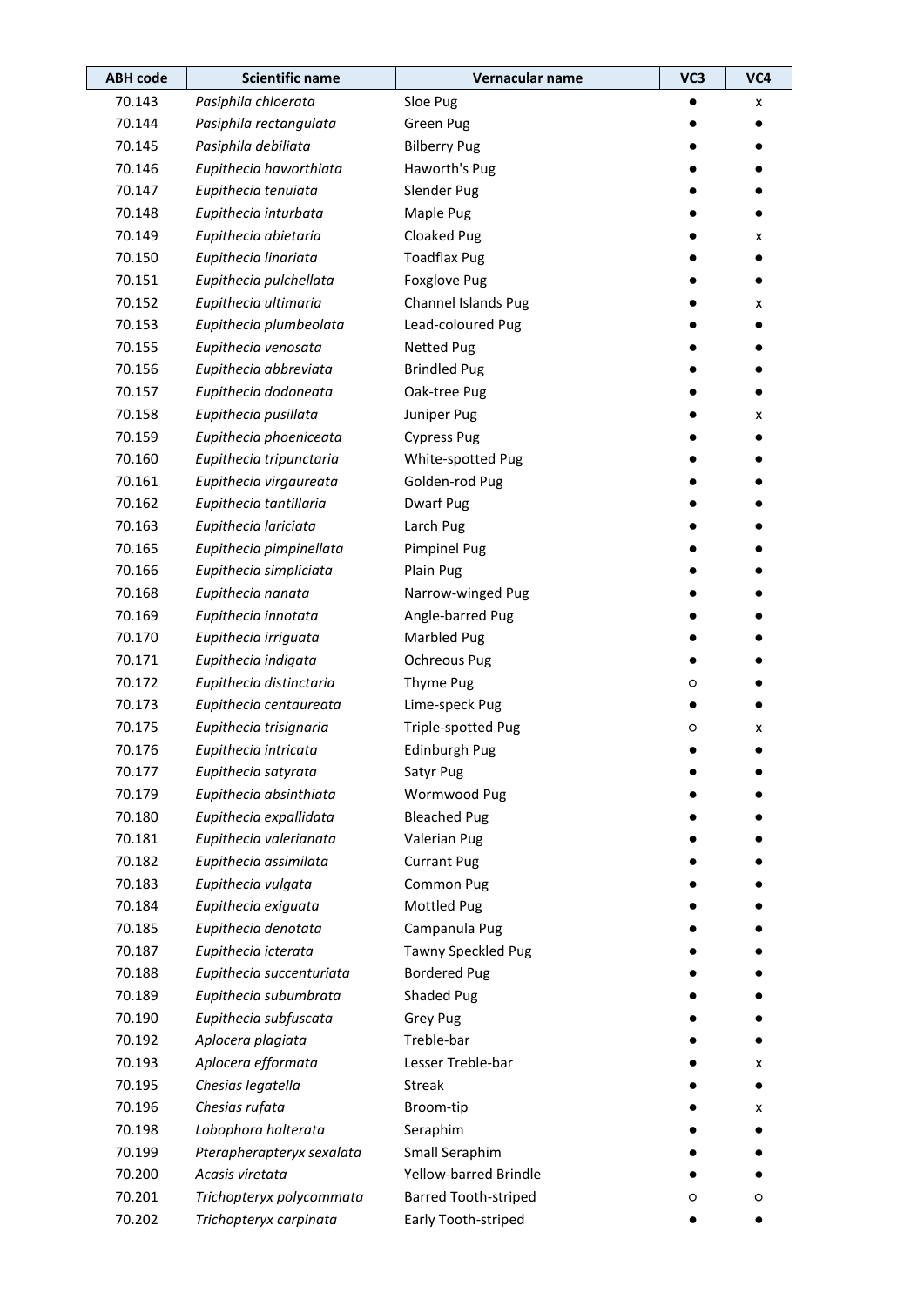| ABH code | Scientific name | Vernacular name | VC3 | VC4 |
|---|---|---|---|---|
| 70.143 | *Pasiphila chloerata* | Sloe Pug | ● | x |
| 70.144 | *Pasiphila rectangulata* | Green Pug | ● | ● |
| 70.145 | *Pasiphila debiliata* | Bilberry Pug | ● | ● |
| 70.146 | *Eupithecia haworthiata* | Haworth's Pug | ● | ● |
| 70.147 | *Eupithecia tenuiata* | Slender Pug | ● | ● |
| 70.148 | *Eupithecia inturbata* | Maple Pug | ● | ● |
| 70.149 | *Eupithecia abietaria* | Cloaked Pug | ● | x |
| 70.150 | *Eupithecia linariata* | Toadflax Pug | ● | ● |
| 70.151 | *Eupithecia pulchellata* | Foxglove Pug | ● | ● |
| 70.152 | *Eupithecia ultimaria* | Channel Islands Pug | ● | x |
| 70.153 | *Eupithecia plumbeolata* | Lead-coloured Pug | ● | ● |
| 70.155 | *Eupithecia venosata* | Netted Pug | ● | ● |
| 70.156 | *Eupithecia abbreviata* | Brindled Pug | ● | ● |
| 70.157 | *Eupithecia dodoneata* | Oak-tree Pug | ● | ● |
| 70.158 | *Eupithecia pusillata* | Juniper Pug | ● | x |
| 70.159 | *Eupithecia phoeniceata* | Cypress Pug | ● | ● |
| 70.160 | *Eupithecia tripunctaria* | White-spotted Pug | ● | ● |
| 70.161 | *Eupithecia virgaureata* | Golden-rod Pug | ● | ● |
| 70.162 | *Eupithecia tantillaria* | Dwarf Pug | ● | ● |
| 70.163 | *Eupithecia lariciata* | Larch Pug | ● | ● |
| 70.165 | *Eupithecia pimpinellata* | Pimpinel Pug | ● | ● |
| 70.166 | *Eupithecia simpliciata* | Plain Pug | ● | ● |
| 70.168 | *Eupithecia nanata* | Narrow-winged Pug | ● | ● |
| 70.169 | *Eupithecia innotata* | Angle-barred Pug | ● | ● |
| 70.170 | *Eupithecia irriguata* | Marbled Pug | ● | ● |
| 70.171 | *Eupithecia indigata* | Ochreous Pug | ● | ● |
| 70.172 | *Eupithecia distinctaria* | Thyme Pug | ○ | ● |
| 70.173 | *Eupithecia centaureata* | Lime-speck Pug | ● | ● |
| 70.175 | *Eupithecia trisignaria* | Triple-spotted Pug | ○ | x |
| 70.176 | *Eupithecia intricata* | Edinburgh Pug | ● | ● |
| 70.177 | *Eupithecia satyrata* | Satyr Pug | ● | ● |
| 70.179 | *Eupithecia absinthiata* | Wormwood Pug | ● | ● |
| 70.180 | *Eupithecia expallidata* | Bleached Pug | ● | ● |
| 70.181 | *Eupithecia valerianata* | Valerian Pug | ● | ● |
| 70.182 | *Eupithecia assimilata* | Currant Pug | ● | ● |
| 70.183 | *Eupithecia vulgata* | Common Pug | ● | ● |
| 70.184 | *Eupithecia exiguata* | Mottled Pug | ● | ● |
| 70.185 | *Eupithecia denotata* | Campanula Pug | ● | ● |
| 70.187 | *Eupithecia icterata* | Tawny Speckled Pug | ● | ● |
| 70.188 | *Eupithecia succenturiata* | Bordered Pug | ● | ● |
| 70.189 | *Eupithecia subumbrata* | Shaded Pug | ● | ● |
| 70.190 | *Eupithecia subfuscata* | Grey Pug | ● | ● |
| 70.192 | *Aplocera plagiata* | Treble-bar | ● | ● |
| 70.193 | *Aplocera efformata* | Lesser Treble-bar | ● | x |
| 70.195 | *Chesias legatella* | Streak | ● | ● |
| 70.196 | *Chesias rufata* | Broom-tip | ● | x |
| 70.198 | *Lobophora halterata* | Seraphim | ● | ● |
| 70.199 | *Pterapherapteryx sexalata* | Small Seraphim | ● | ● |
| 70.200 | *Acasis viretata* | Yellow-barred Brindle | ● | ● |
| 70.201 | *Trichopteryx polycommata* | Barred Tooth-striped | ○ | ○ |
| 70.202 | *Trichopteryx carpinata* | Early Tooth-striped | ● | ● |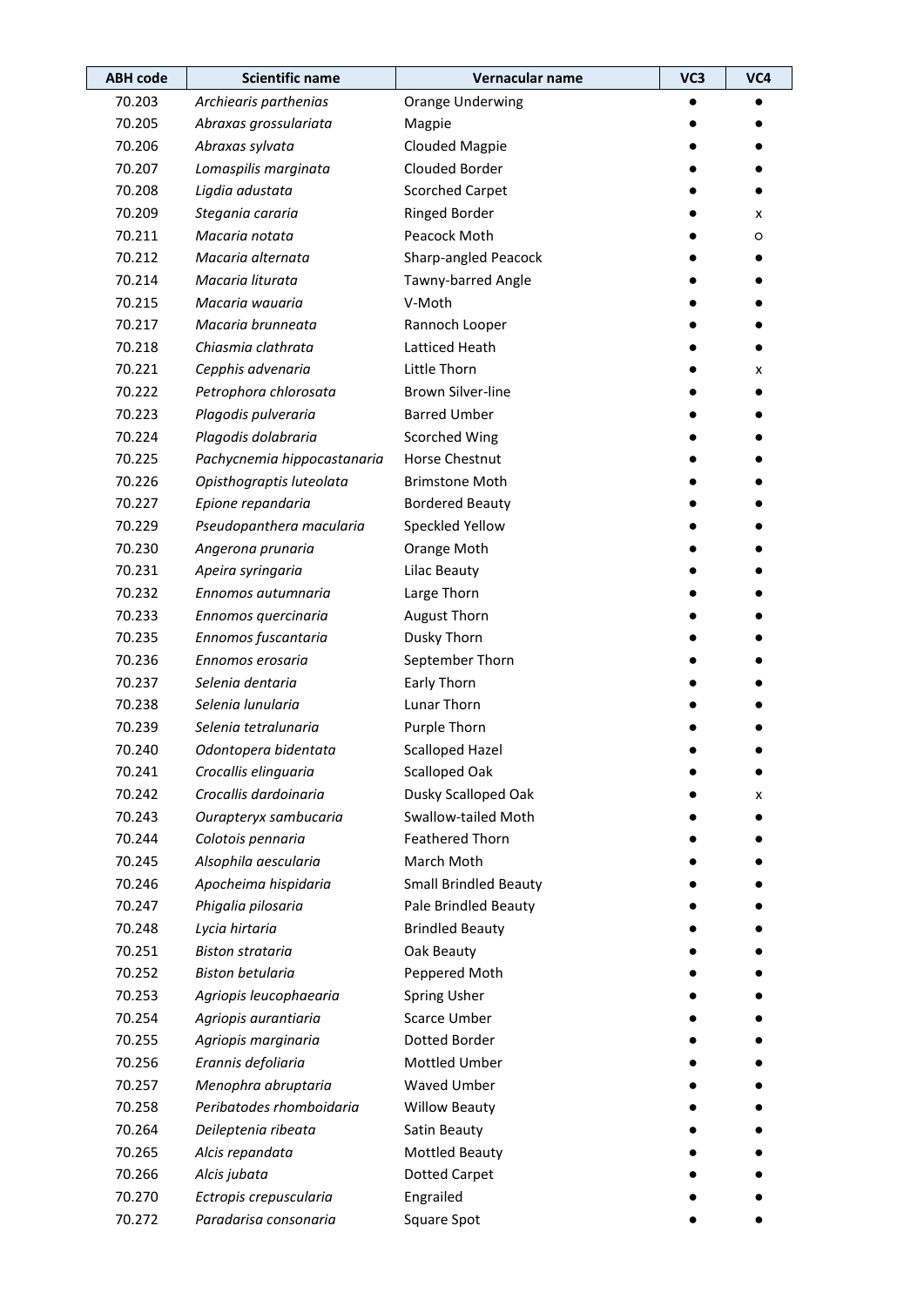| ABH code | Scientific name | Vernacular name | VC3 | VC4 |
|---|---|---|---|---|
| 70.203 | *Archiearis parthenias* | Orange Underwing | ● | ● |
| 70.205 | *Abraxas grossulariata* | Magpie | ● | ● |
| 70.206 | *Abraxas sylvata* | Clouded Magpie | ● | ● |
| 70.207 | *Lomaspilis marginata* | Clouded Border | ● | ● |
| 70.208 | *Ligdia adustata* | Scorched Carpet | ● | ● |
| 70.209 | *Stegania cararia* | Ringed Border | ● | x |
| 70.211 | *Macaria notata* | Peacock Moth | ● | ○ |
| 70.212 | *Macaria alternata* | Sharp-angled Peacock | ● | ● |
| 70.214 | *Macaria liturata* | Tawny-barred Angle | ● | ● |
| 70.215 | *Macaria wauaria* | V-Moth | ● | ● |
| 70.217 | *Macaria brunneata* | Rannoch Looper | ● | ● |
| 70.218 | *Chiasmia clathrata* | Latticed Heath | ● | ● |
| 70.221 | *Cepphis advenaria* | Little Thorn | ● | x |
| 70.222 | *Petrophora chlorosata* | Brown Silver-line | ● | ● |
| 70.223 | *Plagodis pulveraria* | Barred Umber | ● | ● |
| 70.224 | *Plagodis dolabraria* | Scorched Wing | ● | ● |
| 70.225 | *Pachycnemia hippocastanaria* | Horse Chestnut | ● | ● |
| 70.226 | *Opisthograptis luteolata* | Brimstone Moth | ● | ● |
| 70.227 | *Epione repandaria* | Bordered Beauty | ● | ● |
| 70.229 | *Pseudopanthera macularia* | Speckled Yellow | ● | ● |
| 70.230 | *Angerona prunaria* | Orange Moth | ● | ● |
| 70.231 | *Apeira syringaria* | Lilac Beauty | ● | ● |
| 70.232 | *Ennomos autumnaria* | Large Thorn | ● | ● |
| 70.233 | *Ennomos quercinaria* | August Thorn | ● | ● |
| 70.235 | *Ennomos fuscantaria* | Dusky Thorn | ● | ● |
| 70.236 | *Ennomos erosaria* | September Thorn | ● | ● |
| 70.237 | *Selenia dentaria* | Early Thorn | ● | ● |
| 70.238 | *Selenia lunularia* | Lunar Thorn | ● | ● |
| 70.239 | *Selenia tetralunaria* | Purple Thorn | ● | ● |
| 70.240 | *Odontopera bidentata* | Scalloped Hazel | ● | ● |
| 70.241 | *Crocallis elinguaria* | Scalloped Oak | ● | ● |
| 70.242 | *Crocallis dardoinaria* | Dusky Scalloped Oak | ● | x |
| 70.243 | *Ourapteryx sambucaria* | Swallow-tailed Moth | ● | ● |
| 70.244 | *Colotois pennaria* | Feathered Thorn | ● | ● |
| 70.245 | *Alsophila aescularia* | March Moth | ● | ● |
| 70.246 | *Apocheima hispidaria* | Small Brindled Beauty | ● | ● |
| 70.247 | *Phigalia pilosaria* | Pale Brindled Beauty | ● | ● |
| 70.248 | *Lycia hirtaria* | Brindled Beauty | ● | ● |
| 70.251 | *Biston strataria* | Oak Beauty | ● | ● |
| 70.252 | *Biston betularia* | Peppered Moth | ● | ● |
| 70.253 | *Agriopis leucophaearia* | Spring Usher | ● | ● |
| 70.254 | *Agriopis aurantiaria* | Scarce Umber | ● | ● |
| 70.255 | *Agriopis marginaria* | Dotted Border | ● | ● |
| 70.256 | *Erannis defoliaria* | Mottled Umber | ● | ● |
| 70.257 | *Menophra abruptaria* | Waved Umber | ● | ● |
| 70.258 | *Peribatodes rhomboidaria* | Willow Beauty | ● | ● |
| 70.264 | *Deileptenia ribeata* | Satin Beauty | ● | ● |
| 70.265 | *Alcis repandata* | Mottled Beauty | ● | ● |
| 70.266 | *Alcis jubata* | Dotted Carpet | ● | ● |
| 70.270 | *Ectropis crepuscularia* | Engrailed | ● | ● |
| 70.272 | *Paradarisa consonaria* | Square Spot | ● | ● |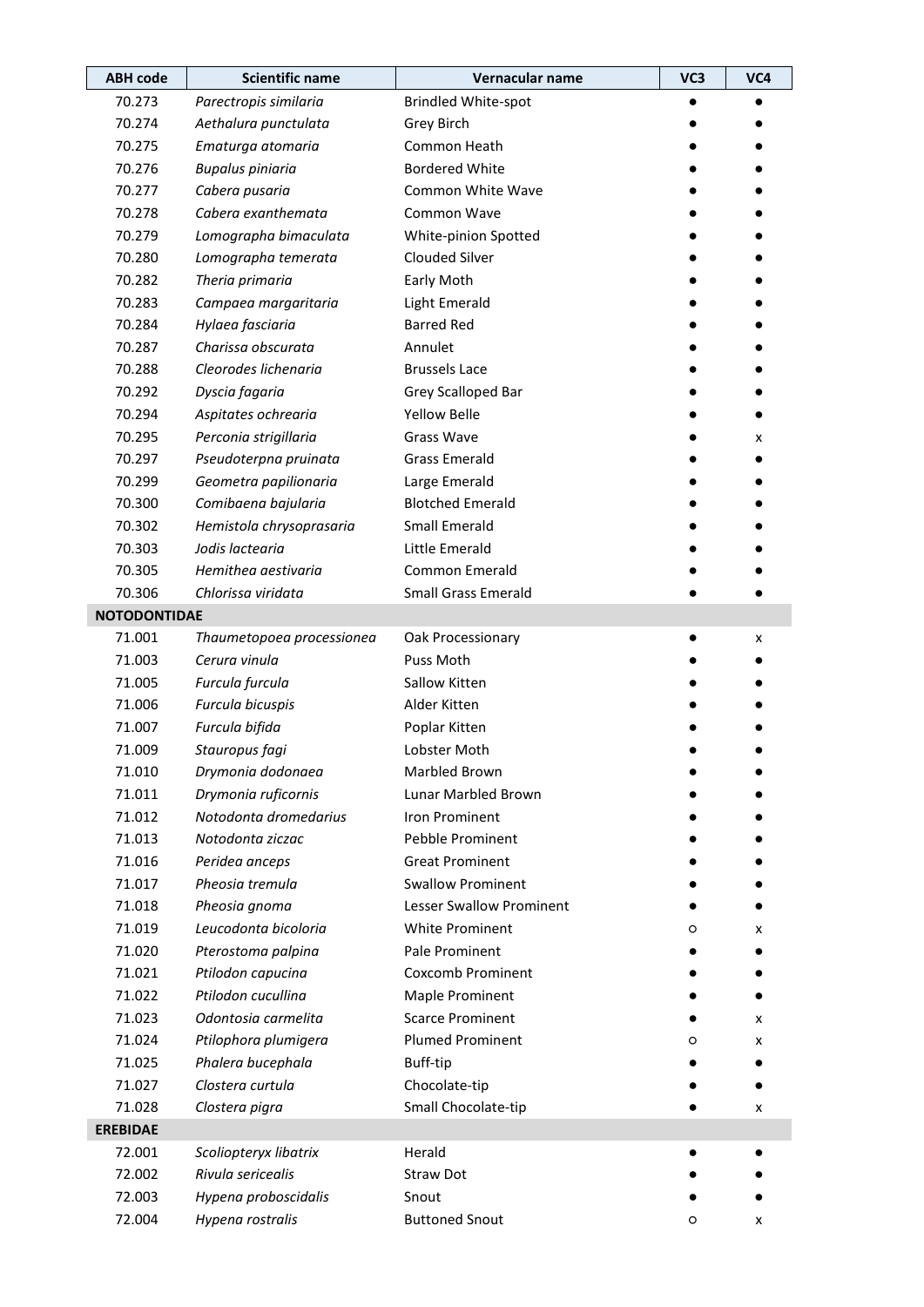| ABH code | Scientific name | Vernacular name | VC3 | VC4 |
|---|---|---|---|---|
| 70.273 | *Parectropis similaria* | Brindled White-spot | ● | ● |
| 70.274 | *Aethalura punctulata* | Grey Birch | ● | ● |
| 70.275 | *Ematurga atomaria* | Common Heath | ● | ● |
| 70.276 | *Bupalus piniaria* | Bordered White | ● | ● |
| 70.277 | *Cabera pusaria* | Common White Wave | ● | ● |
| 70.278 | *Cabera exanthemata* | Common Wave | ● | ● |
| 70.279 | *Lomographa bimaculata* | White-pinion Spotted | ● | ● |
| 70.280 | *Lomographa temerata* | Clouded Silver | ● | ● |
| 70.282 | *Theria primaria* | Early Moth | ● | ● |
| 70.283 | *Campaea margaritaria* | Light Emerald | ● | ● |
| 70.284 | *Hylaea fasciaria* | Barred Red | ● | ● |
| 70.287 | *Charissa obscurata* | Annulet | ● | ● |
| 70.288 | *Cleorodes lichenaria* | Brussels Lace | ● | ● |
| 70.292 | *Dyscia fagaria* | Grey Scalloped Bar | ● | ● |
| 70.294 | *Aspitates ochrearia* | Yellow Belle | ● | ● |
| 70.295 | *Perconia strigillaria* | Grass Wave | ● | x |
| 70.297 | *Pseudoterpna pruinata* | Grass Emerald | ● | ● |
| 70.299 | *Geometra papilionaria* | Large Emerald | ● | ● |
| 70.300 | *Comibaena bajularia* | Blotched Emerald | ● | ● |
| 70.302 | *Hemistola chrysoprasaria* | Small Emerald | ● | ● |
| 70.303 | *Jodis lactearia* | Little Emerald | ● | ● |
| 70.305 | *Hemithea aestivaria* | Common Emerald | ● | ● |
| 70.306 | *Chlorissa viridata* | Small Grass Emerald | ● | ● |
| **NOTODONTIDAE** | | | | |
| 71.001 | *Thaumetopoea processionea* | Oak Processionary | ● | x |
| 71.003 | *Cerura vinula* | Puss Moth | ● | ● |
| 71.005 | *Furcula furcula* | Sallow Kitten | ● | ● |
| 71.006 | *Furcula bicuspis* | Alder Kitten | ● | ● |
| 71.007 | *Furcula bifida* | Poplar Kitten | ● | ● |
| 71.009 | *Stauropus fagi* | Lobster Moth | ● | ● |
| 71.010 | *Drymonia dodonaea* | Marbled Brown | ● | ● |
| 71.011 | *Drymonia ruficornis* | Lunar Marbled Brown | ● | ● |
| 71.012 | *Notodonta dromedarius* | Iron Prominent | ● | ● |
| 71.013 | *Notodonta ziczac* | Pebble Prominent | ● | ● |
| 71.016 | *Peridea anceps* | Great Prominent | ● | ● |
| 71.017 | *Pheosia tremula* | Swallow Prominent | ● | ● |
| 71.018 | *Pheosia gnoma* | Lesser Swallow Prominent | ● | ● |
| 71.019 | *Leucodonta bicoloria* | White Prominent | ○ | x |
| 71.020 | *Pterostoma palpina* | Pale Prominent | ● | ● |
| 71.021 | *Ptilodon capucina* | Coxcomb Prominent | ● | ● |
| 71.022 | *Ptilodon cucullina* | Maple Prominent | ● | ● |
| 71.023 | *Odontosia carmelita* | Scarce Prominent | ● | x |
| 71.024 | *Ptilophora plumigera* | Plumed Prominent | ○ | x |
| 71.025 | *Phalera bucephala* | Buff-tip | ● | ● |
| 71.027 | *Clostera curtula* | Chocolate-tip | ● | ● |
| 71.028 | *Clostera pigra* | Small Chocolate-tip | ● | x |
| **EREBIDAE** | | | | |
| 72.001 | *Scoliopteryx libatrix* | Herald | ● | ● |
| 72.002 | *Rivula sericealis* | Straw Dot | ● | ● |
| 72.003 | *Hypena proboscidalis* | Snout | ● | ● |
| 72.004 | *Hypena rostralis* | Buttoned Snout | ○ | x |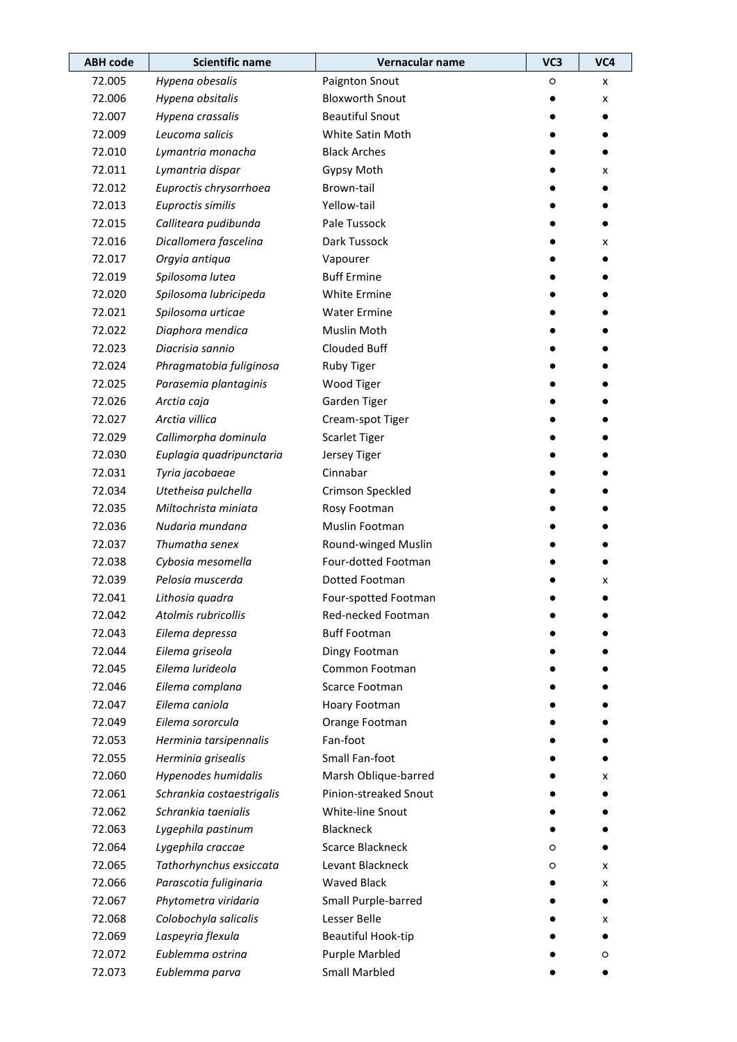| ABH code | Scientific name | Vernacular name | VC3 | VC4 |
|---|---|---|---|---|
| 72.005 | *Hypena obesalis* | Paignton Snout | ○ | x |
| 72.006 | *Hypena obsitalis* | Bloxworth Snout | ● | x |
| 72.007 | *Hypena crassalis* | Beautiful Snout | ● | ● |
| 72.009 | *Leucoma salicis* | White Satin Moth | ● | ● |
| 72.010 | *Lymantria monacha* | Black Arches | ● | ● |
| 72.011 | *Lymantria dispar* | Gypsy Moth | ● | x |
| 72.012 | *Euproctis chrysorrhoea* | Brown-tail | ● | ● |
| 72.013 | *Euproctis similis* | Yellow-tail | ● | ● |
| 72.015 | *Calliteara pudibunda* | Pale Tussock | ● | ● |
| 72.016 | *Dicallomera fascelina* | Dark Tussock | ● | x |
| 72.017 | *Orgyia antiqua* | Vapourer | ● | ● |
| 72.019 | *Spilosoma lutea* | Buff Ermine | ● | ● |
| 72.020 | *Spilosoma lubricipeda* | White Ermine | ● | ● |
| 72.021 | *Spilosoma urticae* | Water Ermine | ● | ● |
| 72.022 | *Diaphora mendica* | Muslin Moth | ● | ● |
| 72.023 | *Diacrisia sannio* | Clouded Buff | ● | ● |
| 72.024 | *Phragmatobia fuliginosa* | Ruby Tiger | ● | ● |
| 72.025 | *Parasemia plantaginis* | Wood Tiger | ● | ● |
| 72.026 | *Arctia caja* | Garden Tiger | ● | ● |
| 72.027 | *Arctia villica* | Cream-spot Tiger | ● | ● |
| 72.029 | *Callimorpha dominula* | Scarlet Tiger | ● | ● |
| 72.030 | *Euplagia quadripunctaria* | Jersey Tiger | ● | ● |
| 72.031 | *Tyria jacobaeae* | Cinnabar | ● | ● |
| 72.034 | *Utetheisa pulchella* | Crimson Speckled | ● | ● |
| 72.035 | *Miltochrista miniata* | Rosy Footman | ● | ● |
| 72.036 | *Nudaria mundana* | Muslin Footman | ● | ● |
| 72.037 | *Thumatha senex* | Round-winged Muslin | ● | ● |
| 72.038 | *Cybosia mesomella* | Four-dotted Footman | ● | ● |
| 72.039 | *Pelosia muscerda* | Dotted Footman | ● | x |
| 72.041 | *Lithosia quadra* | Four-spotted Footman | ● | ● |
| 72.042 | *Atolmis rubricollis* | Red-necked Footman | ● | ● |
| 72.043 | *Eilema depressa* | Buff Footman | ● | ● |
| 72.044 | *Eilema griseola* | Dingy Footman | ● | ● |
| 72.045 | *Eilema lurideola* | Common Footman | ● | ● |
| 72.046 | *Eilema complana* | Scarce Footman | ● | ● |
| 72.047 | *Eilema caniola* | Hoary Footman | ● | ● |
| 72.049 | *Eilema sororcula* | Orange Footman | ● | ● |
| 72.053 | *Herminia tarsipennalis* | Fan-foot | ● | ● |
| 72.055 | *Herminia grisealis* | Small Fan-foot | ● | ● |
| 72.060 | *Hypenodes humidalis* | Marsh Oblique-barred | ● | x |
| 72.061 | *Schrankia costaestrigalis* | Pinion-streaked Snout | ● | ● |
| 72.062 | *Schrankia taenialis* | White-line Snout | ● | ● |
| 72.063 | *Lygephila pastinum* | Blackneck | ● | ● |
| 72.064 | *Lygephila craccae* | Scarce Blackneck | ○ | ● |
| 72.065 | *Tathorhynchus exsiccata* | Levant Blackneck | ○ | x |
| 72.066 | *Parascotia fuliginaria* | Waved Black | ● | x |
| 72.067 | *Phytometra viridaria* | Small Purple-barred | ● | ● |
| 72.068 | *Colobochyla salicalis* | Lesser Belle | ● | x |
| 72.069 | *Laspeyria flexula* | Beautiful Hook-tip | ● | ● |
| 72.072 | *Eublemma ostrina* | Purple Marbled | ● | ○ |
| 72.073 | *Eublemma parva* | Small Marbled | ● | ● |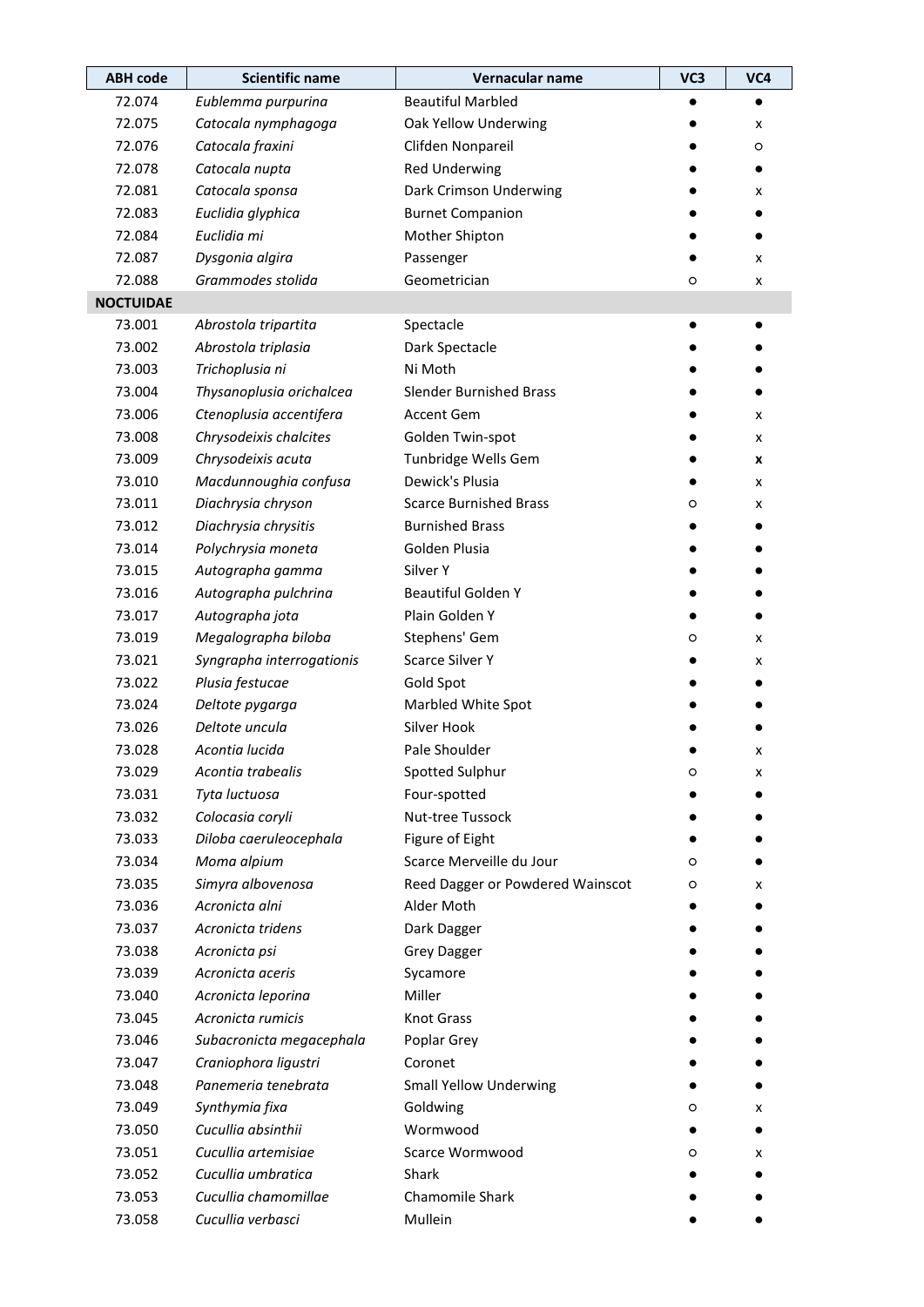| ABH code | Scientific name | Vernacular name | VC3 | VC4 |
|---|---|---|---|---|
| 72.074 | *Eublemma purpurina* | Beautiful Marbled | ● | ● |
| 72.075 | *Catocala nymphagoga* | Oak Yellow Underwing | ● | x |
| 72.076 | *Catocala fraxini* | Clifden Nonpareil | ● | ○ |
| 72.078 | *Catocala nupta* | Red Underwing | ● | ● |
| 72.081 | *Catocala sponsa* | Dark Crimson Underwing | ● | x |
| 72.083 | *Euclidia glyphica* | Burnet Companion | ● | ● |
| 72.084 | *Euclidia mi* | Mother Shipton | ● | ● |
| 72.087 | *Dysgonia algira* | Passenger | ● | x |
| 72.088 | *Grammodes stolida* | Geometrician | ○ | x |
| **NOCTUIDAE** | | | | |
| 73.001 | *Abrostola tripartita* | Spectacle | ● | ● |
| 73.002 | *Abrostola triplasia* | Dark Spectacle | ● | ● |
| 73.003 | *Trichoplusia ni* | Ni Moth | ● | ● |
| 73.004 | *Thysanoplusia orichalcea* | Slender Burnished Brass | ● | ● |
| 73.006 | *Ctenoplusia accentifera* | Accent Gem | ● | x |
| 73.008 | *Chrysodeixis chalcites* | Golden Twin-spot | ● | x |
| 73.009 | *Chrysodeixis acuta* | Tunbridge Wells Gem | ● | **x** |
| 73.010 | *Macdunnoughia confusa* | Dewick's Plusia | ● | x |
| 73.011 | *Diachrysia chryson* | Scarce Burnished Brass | ○ | x |
| 73.012 | *Diachrysia chrysitis* | Burnished Brass | ● | ● |
| 73.014 | *Polychrysia moneta* | Golden Plusia | ● | ● |
| 73.015 | *Autographa gamma* | Silver Y | ● | ● |
| 73.016 | *Autographa pulchrina* | Beautiful Golden Y | ● | ● |
| 73.017 | *Autographa jota* | Plain Golden Y | ● | ● |
| 73.019 | *Megalographa biloba* | Stephens' Gem | ○ | x |
| 73.021 | *Syngrapha interrogationis* | Scarce Silver Y | ● | x |
| 73.022 | *Plusia festucae* | Gold Spot | ● | ● |
| 73.024 | *Deltote pygarga* | Marbled White Spot | ● | ● |
| 73.026 | *Deltote uncula* | Silver Hook | ● | ● |
| 73.028 | *Acontia lucida* | Pale Shoulder | ● | x |
| 73.029 | *Acontia trabealis* | Spotted Sulphur | ○ | x |
| 73.031 | *Tyta luctuosa* | Four-spotted | ● | ● |
| 73.032 | *Colocasia coryli* | Nut-tree Tussock | ● | ● |
| 73.033 | *Diloba caeruleocephala* | Figure of Eight | ● | ● |
| 73.034 | *Moma alpium* | Scarce Merveille du Jour | ○ | ● |
| 73.035 | *Simyra albovenosa* | Reed Dagger or Powdered Wainscot | ○ | x |
| 73.036 | *Acronicta alni* | Alder Moth | ● | ● |
| 73.037 | *Acronicta tridens* | Dark Dagger | ● | ● |
| 73.038 | *Acronicta psi* | Grey Dagger | ● | ● |
| 73.039 | *Acronicta aceris* | Sycamore | ● | ● |
| 73.040 | *Acronicta leporina* | Miller | ● | ● |
| 73.045 | *Acronicta rumicis* | Knot Grass | ● | ● |
| 73.046 | *Subacronicta megacephala* | Poplar Grey | ● | ● |
| 73.047 | *Craniophora ligustri* | Coronet | ● | ● |
| 73.048 | *Panemeria tenebrata* | Small Yellow Underwing | ● | ● |
| 73.049 | *Synthymia fixa* | Goldwing | ○ | x |
| 73.050 | *Cucullia absinthii* | Wormwood | ● | ● |
| 73.051 | *Cucullia artemisiae* | Scarce Wormwood | ○ | x |
| 73.052 | *Cucullia umbratica* | Shark | ● | ● |
| 73.053 | *Cucullia chamomillae* | Chamomile Shark | ● | ● |
| 73.058 | *Cucullia verbasci* | Mullein | ● | ● |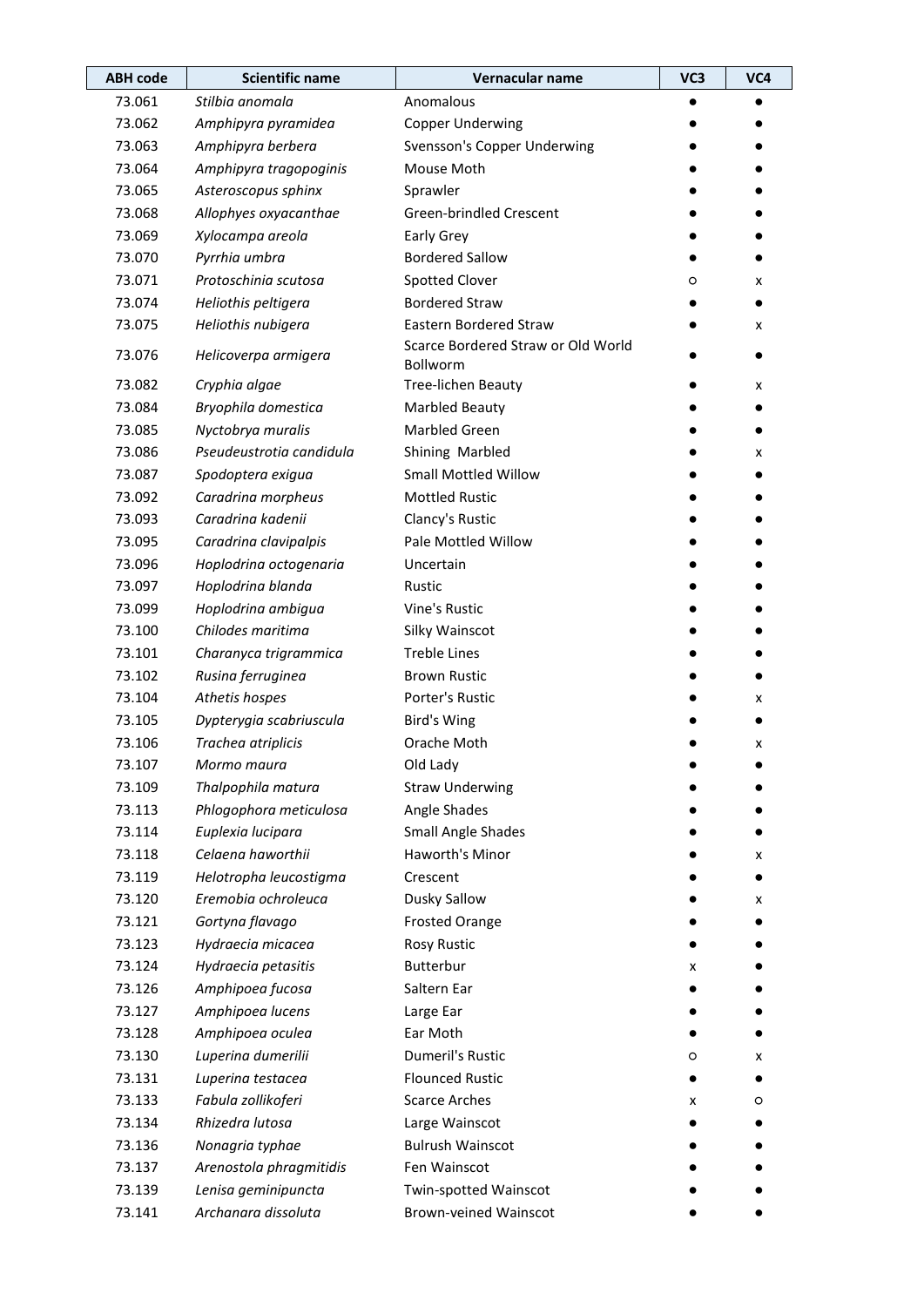| ABH code | Scientific name | Vernacular name | VC3 | VC4 |
|---|---|---|---|---|
| 73.061 | *Stilbia anomala* | Anomalous | ● | ● |
| 73.062 | *Amphipyra pyramidea* | Copper Underwing | ● | ● |
| 73.063 | *Amphipyra berbera* | Svensson's Copper Underwing | ● | ● |
| 73.064 | *Amphipyra tragopoginis* | Mouse Moth | ● | ● |
| 73.065 | *Asteroscopus sphinx* | Sprawler | ● | ● |
| 73.068 | *Allophyes oxyacanthae* | Green-brindled Crescent | ● | ● |
| 73.069 | *Xylocampa areola* | Early Grey | ● | ● |
| 73.070 | *Pyrrhia umbra* | Bordered Sallow | ● | ● |
| 73.071 | *Protoschinia scutosa* | Spotted Clover | ○ | x |
| 73.074 | *Heliothis peltigera* | Bordered Straw | ● | ● |
| 73.075 | *Heliothis nubigera* | Eastern Bordered Straw | ● | x |
| 73.076 | *Helicoverpa armigera* | Scarce Bordered Straw or Old World Bollworm | ● | ● |
| 73.082 | *Cryphia algae* | Tree-lichen Beauty | ● | x |
| 73.084 | *Bryophila domestica* | Marbled Beauty | ● | ● |
| 73.085 | *Nyctobrya muralis* | Marbled Green | ● | ● |
| 73.086 | *Pseudeustrotia candidula* | Shining Marbled | ● | x |
| 73.087 | *Spodoptera exigua* | Small Mottled Willow | ● | ● |
| 73.092 | *Caradrina morpheus* | Mottled Rustic | ● | ● |
| 73.093 | *Caradrina kadenii* | Clancy's Rustic | ● | ● |
| 73.095 | *Caradrina clavipalpis* | Pale Mottled Willow | ● | ● |
| 73.096 | *Hoplodrina octogenaria* | Uncertain | ● | ● |
| 73.097 | *Hoplodrina blanda* | Rustic | ● | ● |
| 73.099 | *Hoplodrina ambigua* | Vine's Rustic | ● | ● |
| 73.100 | *Chilodes maritima* | Silky Wainscot | ● | ● |
| 73.101 | *Charanyca trigrammica* | Treble Lines | ● | ● |
| 73.102 | *Rusina ferruginea* | Brown Rustic | ● | ● |
| 73.104 | *Athetis hospes* | Porter's Rustic | ● | x |
| 73.105 | *Dypterygia scabriuscula* | Bird's Wing | ● | ● |
| 73.106 | *Trachea atriplicis* | Orache Moth | ● | x |
| 73.107 | *Mormo maura* | Old Lady | ● | ● |
| 73.109 | *Thalpophila matura* | Straw Underwing | ● | ● |
| 73.113 | *Phlogophora meticulosa* | Angle Shades | ● | ● |
| 73.114 | *Euplexia lucipara* | Small Angle Shades | ● | ● |
| 73.118 | *Celaena haworthii* | Haworth's Minor | ● | x |
| 73.119 | *Helotropha leucostigma* | Crescent | ● | ● |
| 73.120 | *Eremobia ochroleuca* | Dusky Sallow | ● | x |
| 73.121 | *Gortyna flavago* | Frosted Orange | ● | ● |
| 73.123 | *Hydraecia micacea* | Rosy Rustic | ● | ● |
| 73.124 | *Hydraecia petasitis* | Butterbur | x | ● |
| 73.126 | *Amphipoea fucosa* | Saltern Ear | ● | ● |
| 73.127 | *Amphipoea lucens* | Large Ear | ● | ● |
| 73.128 | *Amphipoea oculea* | Ear Moth | ● | ● |
| 73.130 | *Luperina dumerilii* | Dumeril's Rustic | ○ | x |
| 73.131 | *Luperina testacea* | Flounced Rustic | ● | ● |
| 73.133 | *Fabula zollikoferi* | Scarce Arches | x | ○ |
| 73.134 | *Rhizedra lutosa* | Large Wainscot | ● | ● |
| 73.136 | *Nonagria typhae* | Bulrush Wainscot | ● | ● |
| 73.137 | *Arenostola phragmitidis* | Fen Wainscot | ● | ● |
| 73.139 | *Lenisa geminipuncta* | Twin-spotted Wainscot | ● | ● |
| 73.141 | *Archanara dissoluta* | Brown-veined Wainscot | ● | ● |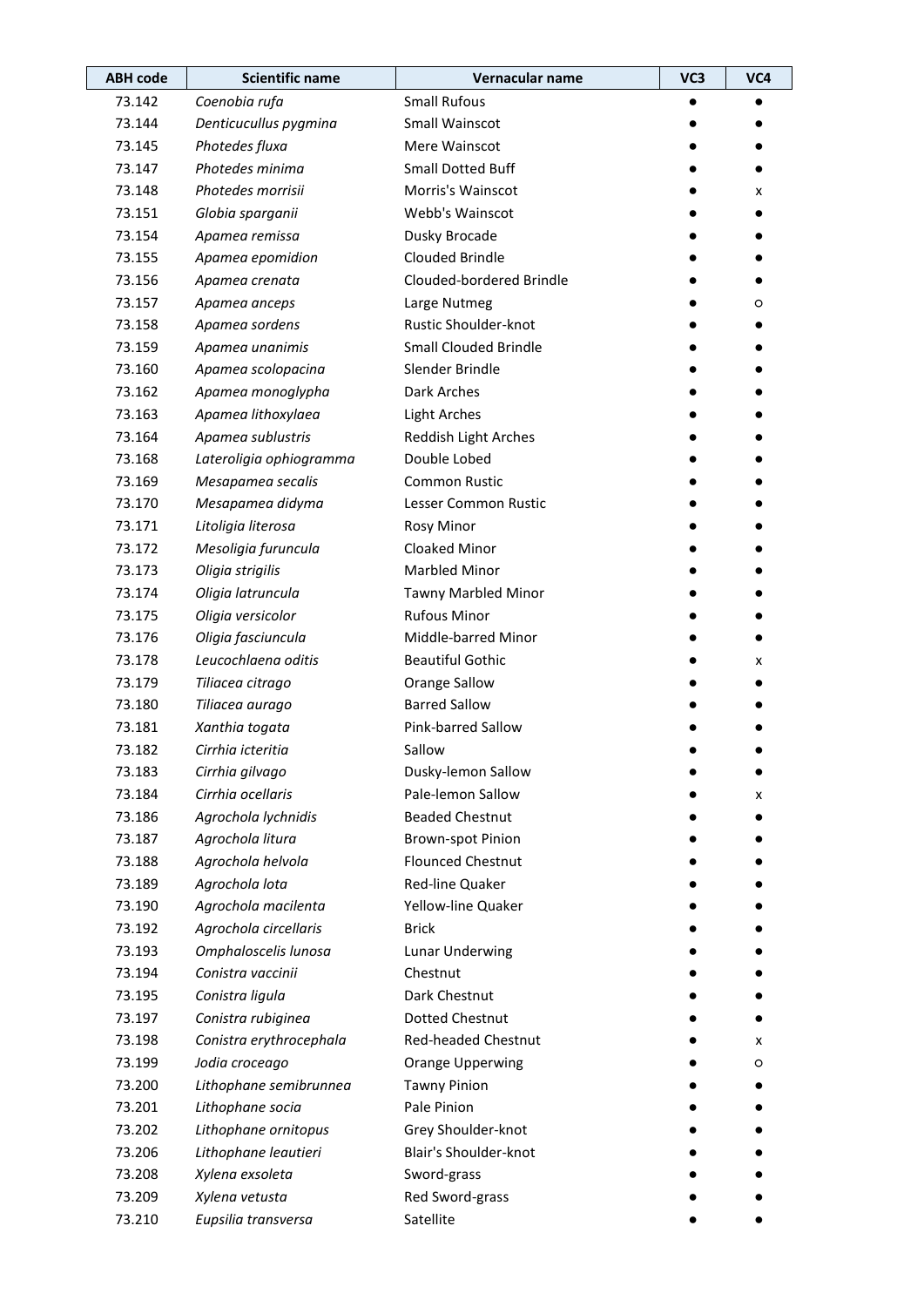| ABH code | Scientific name | Vernacular name | VC3 | VC4 |
|---|---|---|---|---|
| 73.142 | *Coenobia rufa* | Small Rufous | ● | ● |
| 73.144 | *Denticucullus pygmina* | Small Wainscot | ● | ● |
| 73.145 | *Photedes fluxa* | Mere Wainscot | ● | ● |
| 73.147 | *Photedes minima* | Small Dotted Buff | ● | ● |
| 73.148 | *Photedes morrisii* | Morris's Wainscot | ● | x |
| 73.151 | *Globia sparganii* | Webb's Wainscot | ● | ● |
| 73.154 | *Apamea remissa* | Dusky Brocade | ● | ● |
| 73.155 | *Apamea epomidion* | Clouded Brindle | ● | ● |
| 73.156 | *Apamea crenata* | Clouded-bordered Brindle | ● | ● |
| 73.157 | *Apamea anceps* | Large Nutmeg | ● | ○ |
| 73.158 | *Apamea sordens* | Rustic Shoulder-knot | ● | ● |
| 73.159 | *Apamea unanimis* | Small Clouded Brindle | ● | ● |
| 73.160 | *Apamea scolopacina* | Slender Brindle | ● | ● |
| 73.162 | *Apamea monoglypha* | Dark Arches | ● | ● |
| 73.163 | *Apamea lithoxylaea* | Light Arches | ● | ● |
| 73.164 | *Apamea sublustris* | Reddish Light Arches | ● | ● |
| 73.168 | *Lateroligia ophiogramma* | Double Lobed | ● | ● |
| 73.169 | *Mesapamea secalis* | Common Rustic | ● | ● |
| 73.170 | *Mesapamea didyma* | Lesser Common Rustic | ● | ● |
| 73.171 | *Litoligia literosa* | Rosy Minor | ● | ● |
| 73.172 | *Mesoligia furuncula* | Cloaked Minor | ● | ● |
| 73.173 | *Oligia strigilis* | Marbled Minor | ● | ● |
| 73.174 | *Oligia latruncula* | Tawny Marbled Minor | ● | ● |
| 73.175 | *Oligia versicolor* | Rufous Minor | ● | ● |
| 73.176 | *Oligia fasciuncula* | Middle-barred Minor | ● | ● |
| 73.178 | *Leucochlaena oditis* | Beautiful Gothic | ● | x |
| 73.179 | *Tiliacea citrago* | Orange Sallow | ● | ● |
| 73.180 | *Tiliacea aurago* | Barred Sallow | ● | ● |
| 73.181 | *Xanthia togata* | Pink-barred Sallow | ● | ● |
| 73.182 | *Cirrhia icteritia* | Sallow | ● | ● |
| 73.183 | *Cirrhia gilvago* | Dusky-lemon Sallow | ● | ● |
| 73.184 | *Cirrhia ocellaris* | Pale-lemon Sallow | ● | x |
| 73.186 | *Agrochola lychnidis* | Beaded Chestnut | ● | ● |
| 73.187 | *Agrochola litura* | Brown-spot Pinion | ● | ● |
| 73.188 | *Agrochola helvola* | Flounced Chestnut | ● | ● |
| 73.189 | *Agrochola lota* | Red-line Quaker | ● | ● |
| 73.190 | *Agrochola macilenta* | Yellow-line Quaker | ● | ● |
| 73.192 | *Agrochola circellaris* | Brick | ● | ● |
| 73.193 | *Omphaloscelis lunosa* | Lunar Underwing | ● | ● |
| 73.194 | *Conistra vaccinii* | Chestnut | ● | ● |
| 73.195 | *Conistra ligula* | Dark Chestnut | ● | ● |
| 73.197 | *Conistra rubiginea* | Dotted Chestnut | ● | ● |
| 73.198 | *Conistra erythrocephala* | Red-headed Chestnut | ● | x |
| 73.199 | *Jodia croceago* | Orange Upperwing | ● | ○ |
| 73.200 | *Lithophane semibrunnea* | Tawny Pinion | ● | ● |
| 73.201 | *Lithophane socia* | Pale Pinion | ● | ● |
| 73.202 | *Lithophane ornitopus* | Grey Shoulder-knot | ● | ● |
| 73.206 | *Lithophane leautieri* | Blair's Shoulder-knot | ● | ● |
| 73.208 | *Xylena exsoleta* | Sword-grass | ● | ● |
| 73.209 | *Xylena vetusta* | Red Sword-grass | ● | ● |
| 73.210 | *Eupsilia transversa* | Satellite | ● | ● |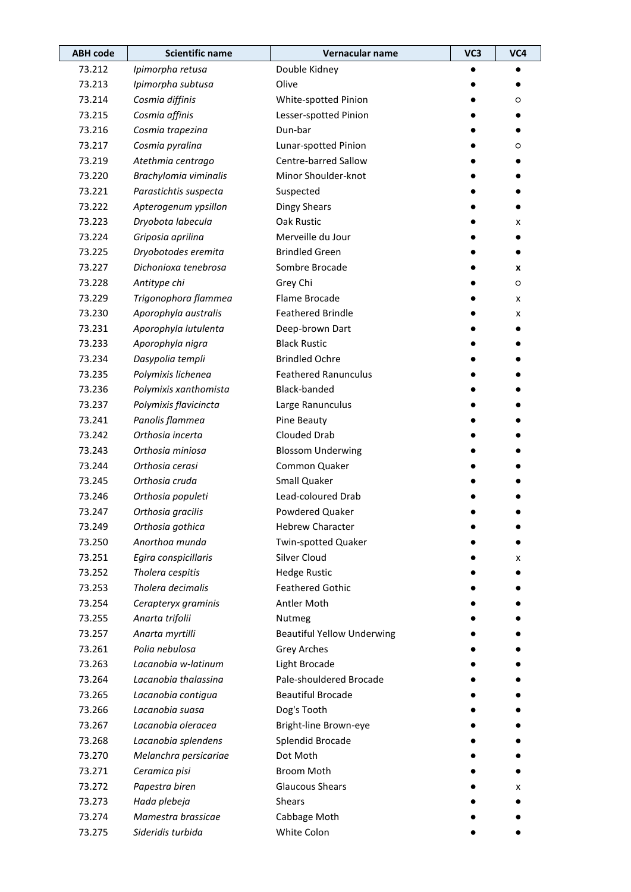| ABH code | Scientific name | Vernacular name | VC3 | VC4 |
|---|---|---|---|---|
| 73.212 | *Ipimorpha retusa* | Double Kidney | ● | ● |
| 73.213 | *Ipimorpha subtusa* | Olive | ● | ● |
| 73.214 | *Cosmia diffinis* | White-spotted Pinion | ● | ○ |
| 73.215 | *Cosmia affinis* | Lesser-spotted Pinion | ● | ● |
| 73.216 | *Cosmia trapezina* | Dun-bar | ● | ● |
| 73.217 | *Cosmia pyralina* | Lunar-spotted Pinion | ● | ○ |
| 73.219 | *Atethmia centrago* | Centre-barred Sallow | ● | ● |
| 73.220 | *Brachylomia viminalis* | Minor Shoulder-knot | ● | ● |
| 73.221 | *Parastichtis suspecta* | Suspected | ● | ● |
| 73.222 | *Apterogenum ypsillon* | Dingy Shears | ● | ● |
| 73.223 | *Dryobota labecula* | Oak Rustic | ● | x |
| 73.224 | *Griposia aprilina* | Merveille du Jour | ● | ● |
| 73.225 | *Dryobotodes eremita* | Brindled Green | ● | ● |
| 73.227 | *Dichonioxa tenebrosa* | Sombre Brocade | ● | **x** |
| 73.228 | *Antitype chi* | Grey Chi | ● | ○ |
| 73.229 | *Trigonophora flammea* | Flame Brocade | ● | x |
| 73.230 | *Aporophyla australis* | Feathered Brindle | ● | x |
| 73.231 | *Aporophyla lutulenta* | Deep-brown Dart | ● | ● |
| 73.233 | *Aporophyla nigra* | Black Rustic | ● | ● |
| 73.234 | *Dasypolia templi* | Brindled Ochre | ● | ● |
| 73.235 | *Polymixis lichenea* | Feathered Ranunculus | ● | ● |
| 73.236 | *Polymixis xanthomista* | Black-banded | ● | ● |
| 73.237 | *Polymixis flavicincta* | Large Ranunculus | ● | ● |
| 73.241 | *Panolis flammea* | Pine Beauty | ● | ● |
| 73.242 | *Orthosia incerta* | Clouded Drab | ● | ● |
| 73.243 | *Orthosia miniosa* | Blossom Underwing | ● | ● |
| 73.244 | *Orthosia cerasi* | Common Quaker | ● | ● |
| 73.245 | *Orthosia cruda* | Small Quaker | ● | ● |
| 73.246 | *Orthosia populeti* | Lead-coloured Drab | ● | ● |
| 73.247 | *Orthosia gracilis* | Powdered Quaker | ● | ● |
| 73.249 | *Orthosia gothica* | Hebrew Character | ● | ● |
| 73.250 | *Anorthoa munda* | Twin-spotted Quaker | ● | ● |
| 73.251 | *Egira conspicillaris* | Silver Cloud | ● | x |
| 73.252 | *Tholera cespitis* | Hedge Rustic | ● | ● |
| 73.253 | *Tholera decimalis* | Feathered Gothic | ● | ● |
| 73.254 | *Cerapteryx graminis* | Antler Moth | ● | ● |
| 73.255 | *Anarta trifolii* | Nutmeg | ● | ● |
| 73.257 | *Anarta myrtilli* | Beautiful Yellow Underwing | ● | ● |
| 73.261 | *Polia nebulosa* | Grey Arches | ● | ● |
| 73.263 | *Lacanobia w-latinum* | Light Brocade | ● | ● |
| 73.264 | *Lacanobia thalassina* | Pale-shouldered Brocade | ● | ● |
| 73.265 | *Lacanobia contigua* | Beautiful Brocade | ● | ● |
| 73.266 | *Lacanobia suasa* | Dog's Tooth | ● | ● |
| 73.267 | *Lacanobia oleracea* | Bright-line Brown-eye | ● | ● |
| 73.268 | *Lacanobia splendens* | Splendid Brocade | ● | ● |
| 73.270 | *Melanchra persicariae* | Dot Moth | ● | ● |
| 73.271 | *Ceramica pisi* | Broom Moth | ● | ● |
| 73.272 | *Papestra biren* | Glaucous Shears | ● | x |
| 73.273 | *Hada plebeja* | Shears | ● | ● |
| 73.274 | *Mamestra brassicae* | Cabbage Moth | ● | ● |
| 73.275 | *Sideridis turbida* | White Colon | ● | ● |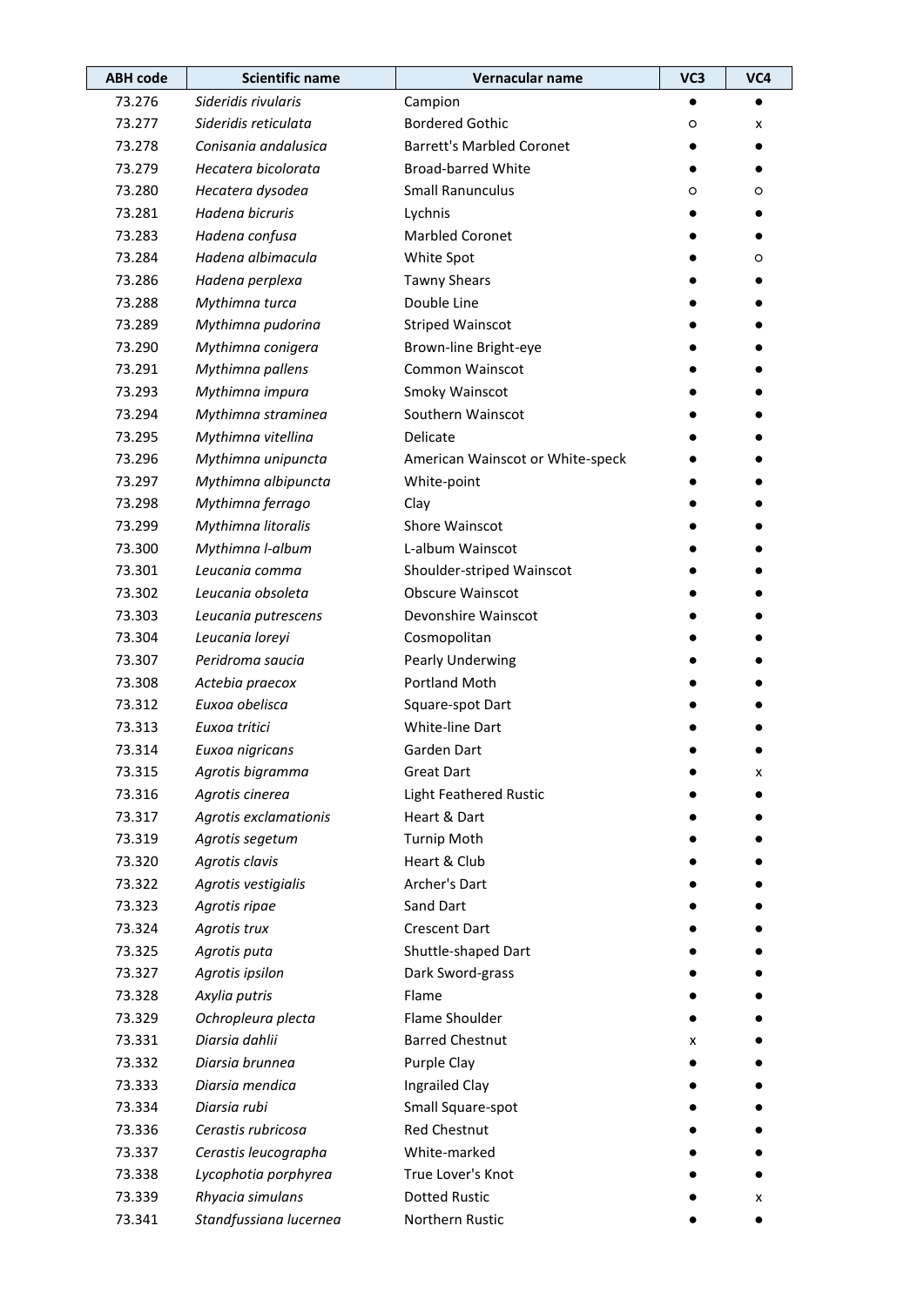| ABH code | Scientific name | Vernacular name | VC3 | VC4 |
|---|---|---|---|---|
| 73.276 | *Sideridis rivularis* | Campion | ● | ● |
| 73.277 | *Sideridis reticulata* | Bordered Gothic | ○ | x |
| 73.278 | *Conisania andalusica* | Barrett's Marbled Coronet | ● | ● |
| 73.279 | *Hecatera bicolorata* | Broad-barred White | ● | ● |
| 73.280 | *Hecatera dysodea* | Small Ranunculus | ○ | ○ |
| 73.281 | *Hadena bicruris* | Lychnis | ● | ● |
| 73.283 | *Hadena confusa* | Marbled Coronet | ● | ● |
| 73.284 | *Hadena albimacula* | White Spot | ● | ○ |
| 73.286 | *Hadena perplexa* | Tawny Shears | ● | ● |
| 73.288 | *Mythimna turca* | Double Line | ● | ● |
| 73.289 | *Mythimna pudorina* | Striped Wainscot | ● | ● |
| 73.290 | *Mythimna conigera* | Brown-line Bright-eye | ● | ● |
| 73.291 | *Mythimna pallens* | Common Wainscot | ● | ● |
| 73.293 | *Mythimna impura* | Smoky Wainscot | ● | ● |
| 73.294 | *Mythimna straminea* | Southern Wainscot | ● | ● |
| 73.295 | *Mythimna vitellina* | Delicate | ● | ● |
| 73.296 | *Mythimna unipuncta* | American Wainscot or White-speck | ● | ● |
| 73.297 | *Mythimna albipuncta* | White-point | ● | ● |
| 73.298 | *Mythimna ferrago* | Clay | ● | ● |
| 73.299 | *Mythimna litoralis* | Shore Wainscot | ● | ● |
| 73.300 | *Mythimna l-album* | L-album Wainscot | ● | ● |
| 73.301 | *Leucania comma* | Shoulder-striped Wainscot | ● | ● |
| 73.302 | *Leucania obsoleta* | Obscure Wainscot | ● | ● |
| 73.303 | *Leucania putrescens* | Devonshire Wainscot | ● | ● |
| 73.304 | *Leucania loreyi* | Cosmopolitan | ● | ● |
| 73.307 | *Peridroma saucia* | Pearly Underwing | ● | ● |
| 73.308 | *Actebia praecox* | Portland Moth | ● | ● |
| 73.312 | *Euxoa obelisca* | Square-spot Dart | ● | ● |
| 73.313 | *Euxoa tritici* | White-line Dart | ● | ● |
| 73.314 | *Euxoa nigricans* | Garden Dart | ● | ● |
| 73.315 | *Agrotis bigramma* | Great Dart | ● | x |
| 73.316 | *Agrotis cinerea* | Light Feathered Rustic | ● | ● |
| 73.317 | *Agrotis exclamationis* | Heart & Dart | ● | ● |
| 73.319 | *Agrotis segetum* | Turnip Moth | ● | ● |
| 73.320 | *Agrotis clavis* | Heart & Club | ● | ● |
| 73.322 | *Agrotis vestigialis* | Archer's Dart | ● | ● |
| 73.323 | *Agrotis ripae* | Sand Dart | ● | ● |
| 73.324 | *Agrotis trux* | Crescent Dart | ● | ● |
| 73.325 | *Agrotis puta* | Shuttle-shaped Dart | ● | ● |
| 73.327 | *Agrotis ipsilon* | Dark Sword-grass | ● | ● |
| 73.328 | *Axylia putris* | Flame | ● | ● |
| 73.329 | *Ochropleura plecta* | Flame Shoulder | ● | ● |
| 73.331 | *Diarsia dahlii* | Barred Chestnut | x | ● |
| 73.332 | *Diarsia brunnea* | Purple Clay | ● | ● |
| 73.333 | *Diarsia mendica* | Ingrailed Clay | ● | ● |
| 73.334 | *Diarsia rubi* | Small Square-spot | ● | ● |
| 73.336 | *Cerastis rubricosa* | Red Chestnut | ● | ● |
| 73.337 | *Cerastis leucographa* | White-marked | ● | ● |
| 73.338 | *Lycophotia porphyrea* | True Lover's Knot | ● | ● |
| 73.339 | *Rhyacia simulans* | Dotted Rustic | ● | x |
| 73.341 | *Standfussiana lucernea* | Northern Rustic | ● | ● |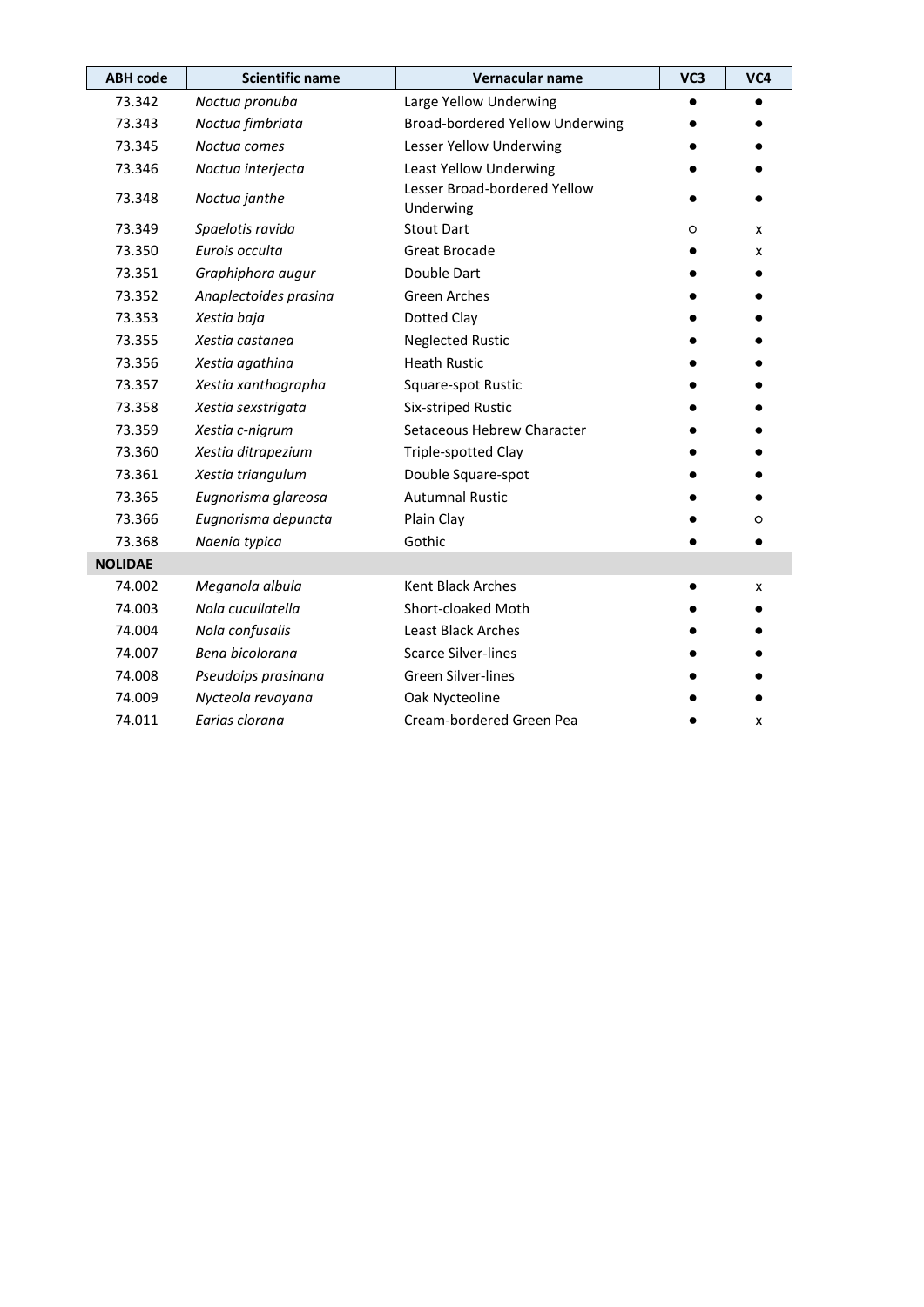| ABH code | Scientific name | Vernacular name | VC3 | VC4 |
|---|---|---|---|---|
| 73.342 | *Noctua pronuba* | Large Yellow Underwing | ● | ● |
| 73.343 | *Noctua fimbriata* | Broad-bordered Yellow Underwing | ● | ● |
| 73.345 | *Noctua comes* | Lesser Yellow Underwing | ● | ● |
| 73.346 | *Noctua interjecta* | Least Yellow Underwing | ● | ● |
| 73.348 | *Noctua janthe* | Lesser Broad-bordered Yellow Underwing | ● | ● |
| 73.349 | *Spaelotis ravida* | Stout Dart | ○ | x |
| 73.350 | *Eurois occulta* | Great Brocade | ● | x |
| 73.351 | *Graphiphora augur* | Double Dart | ● | ● |
| 73.352 | *Anaplectoides prasina* | Green Arches | ● | ● |
| 73.353 | *Xestia baja* | Dotted Clay | ● | ● |
| 73.355 | *Xestia castanea* | Neglected Rustic | ● | ● |
| 73.356 | *Xestia agathina* | Heath Rustic | ● | ● |
| 73.357 | *Xestia xanthographa* | Square-spot Rustic | ● | ● |
| 73.358 | *Xestia sexstrigata* | Six-striped Rustic | ● | ● |
| 73.359 | *Xestia c-nigrum* | Setaceous Hebrew Character | ● | ● |
| 73.360 | *Xestia ditrapezium* | Triple-spotted Clay | ● | ● |
| 73.361 | *Xestia triangulum* | Double Square-spot | ● | ● |
| 73.365 | *Eugnorisma glareosa* | Autumnal Rustic | ● | ● |
| 73.366 | *Eugnorisma depuncta* | Plain Clay | ● | ○ |
| 73.368 | *Naenia typica* | Gothic | ● | ● |
| **NOLIDAE** | | | | |
| 74.002 | *Meganola albula* | Kent Black Arches | ● | x |
| 74.003 | *Nola cucullatella* | Short-cloaked Moth | ● | ● |
| 74.004 | *Nola confusalis* | Least Black Arches | ● | ● |
| 74.007 | *Bena bicolorana* | Scarce Silver-lines | ● | ● |
| 74.008 | *Pseudoips prasinana* | Green Silver-lines | ● | ● |
| 74.009 | *Nycteola revayana* | Oak Nycteoline | ● | ● |
| 74.011 | *Earias clorana* | Cream-bordered Green Pea | ● | x |